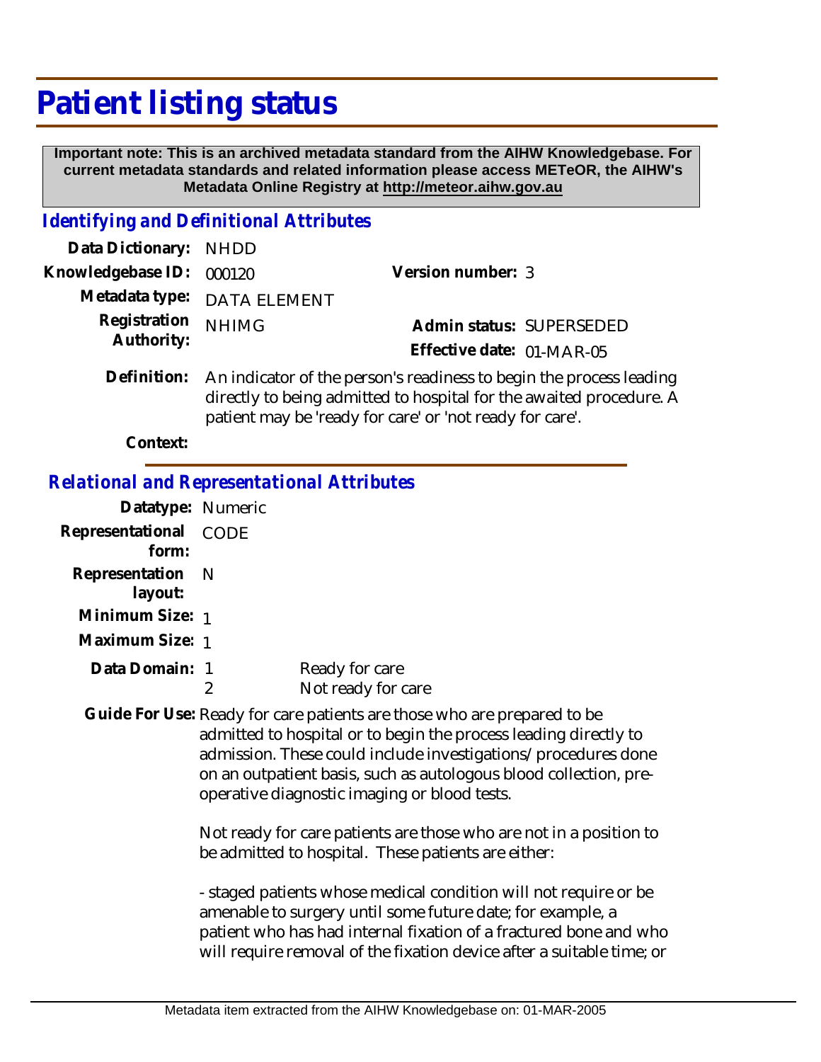# Patient listing status

**Important note: This is an archived metadata standard from the AIHW Knowledgebase. For current metadata standards and related information please access METeOR, the AIHW's Metadata Online Registry at http://meteor.aihw.gov.au**

## *Identifying and Definitional Attributes*

**Data Dictionary:** NHDD

**Knowledgebase ID:** 000120

**Version number:** 3

**Metadata type:** DATA ELEMENT

**Registration Authority:** NHIMG

**Admin status:** SUPERSEDED

**Effective date:** 01-MAR-05

**Definition:** An indicator of the person's readiness to begin the process leading directly to being admitted to hospital for the awaited procedure. A patient may be 'ready for care' or 'not ready for care'.

**Context:**

## *Relational and Representational Attributes*

**Datatype:** Numeric

**Representational form:** CODE

**Representation layout:** N

**Minimum Size:** 1

**Maximum Size:** 1

**Data Domain:**

1 Ready for care

2 Not ready for care

**Guide For Use:** Ready for care patients are those who are prepared to be admitted to hospital or to begin the process leading directly to admission. These could include investigations/procedures done on an outpatient basis, such as autologous blood collection, pre-operative diagnostic imaging or blood tests.

Not ready for care patients are those who are not in a position to be admitted to hospital. These patients are either:

- staged patients whose medical condition will not require or be amenable to surgery until some future date; for example, a patient who has had internal fixation of a fractured bone and who will require removal of the fixation device after a suitable time; or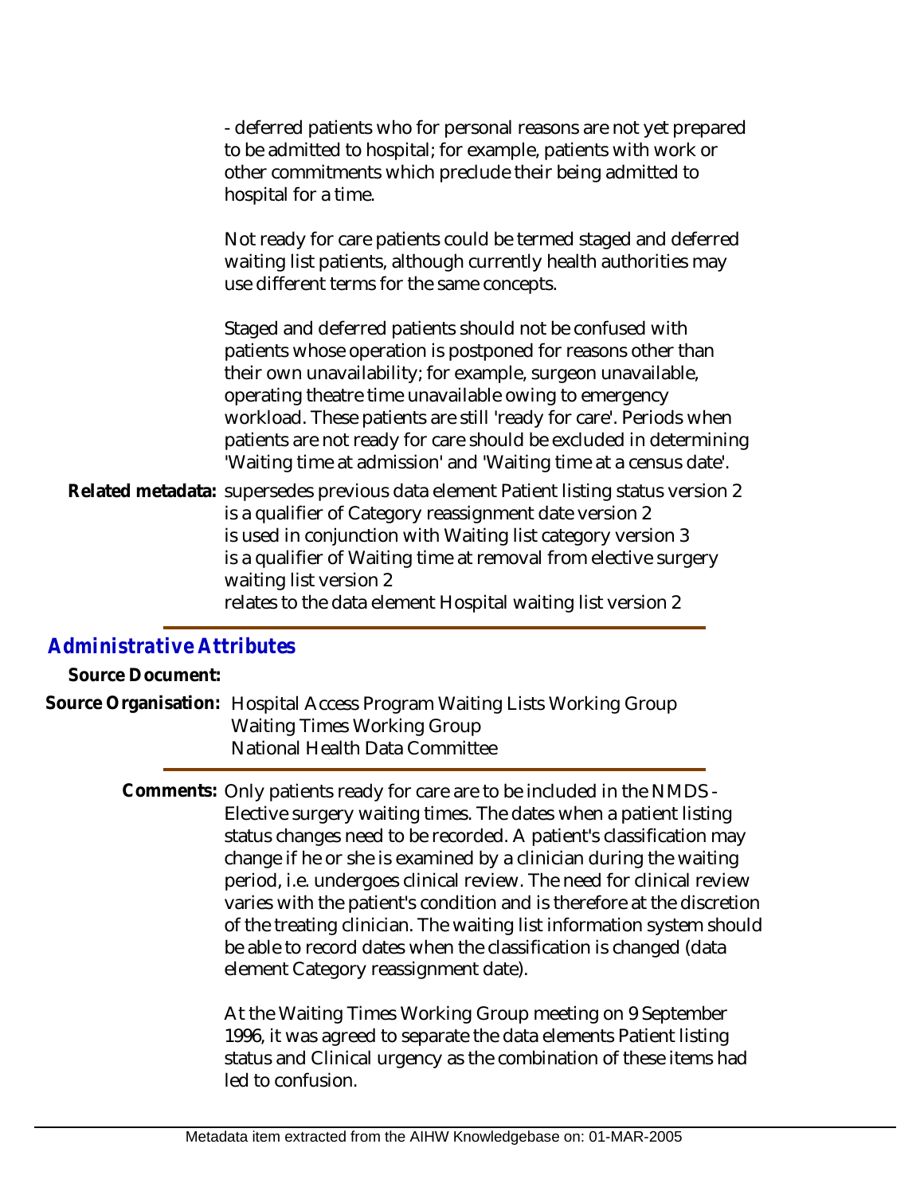- deferred patients who for personal reasons are not yet prepared to be admitted to hospital; for example, patients with work or other commitments which preclude their being admitted to hospital for a time.

Not ready for care patients could be termed staged and deferred waiting list patients, although currently health authorities may use different terms for the same concepts.

Staged and deferred patients should not be confused with patients whose operation is postponed for reasons other than their own unavailability; for example, surgeon unavailable, operating theatre time unavailable owing to emergency workload. These patients are still 'ready for care'. Periods when patients are not ready for care should be excluded in determining 'Waiting time at admission' and 'Waiting time at a census date'.

**Related metadata:** supersedes previous data element Patient listing status version 2
is a qualifier of Category reassignment date version 2
is used in conjunction with Waiting list category version 3
is a qualifier of Waiting time at removal from elective surgery waiting list version 2
relates to the data element Hospital waiting list version 2

## *Administrative Attributes*

**Source Document:**

**Source Organisation:** Hospital Access Program Waiting Lists Working Group
Waiting Times Working Group
National Health Data Committee

**Comments:** Only patients ready for care are to be included in the NMDS - Elective surgery waiting times. The dates when a patient listing status changes need to be recorded. A patient's classification may change if he or she is examined by a clinician during the waiting period, i.e. undergoes clinical review. The need for clinical review varies with the patient's condition and is therefore at the discretion of the treating clinician. The waiting list information system should be able to record dates when the classification is changed (data element Category reassignment date).

At the Waiting Times Working Group meeting on 9 September 1996, it was agreed to separate the data elements Patient listing status and Clinical urgency as the combination of these items had led to confusion.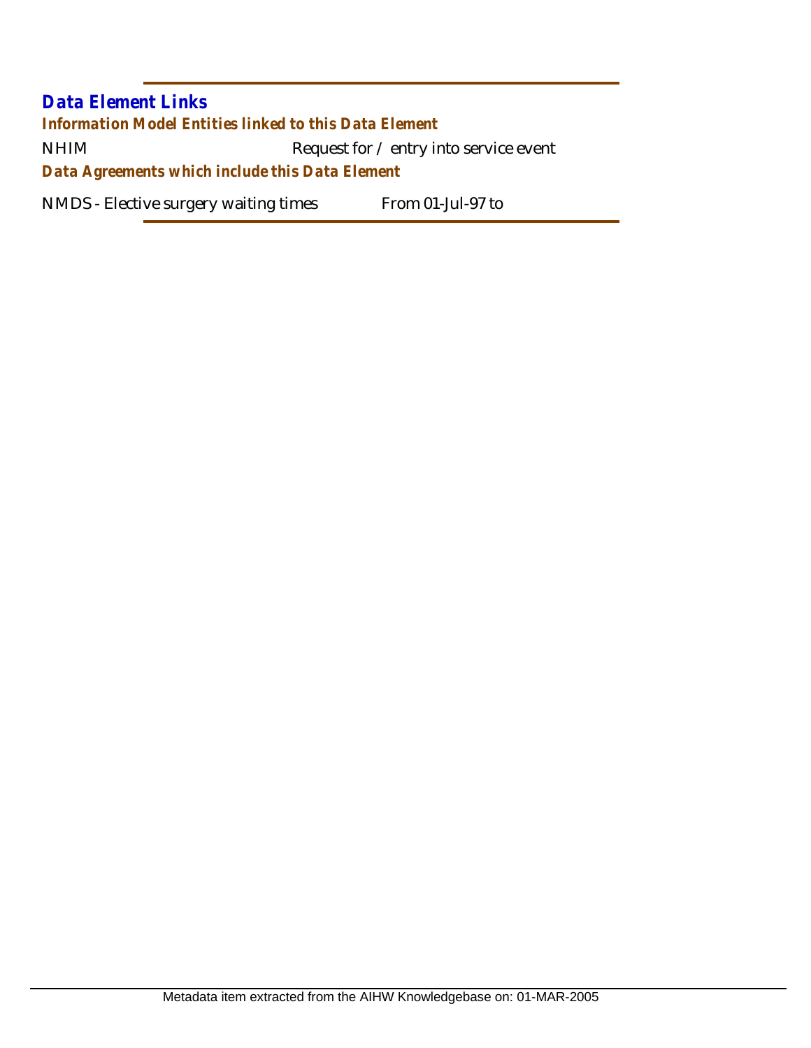## Data Element Links

### *Information Model Entities linked to this Data Element*

| | |
|---|---|
| NHIM | Request for / entry into service event |

### *Data Agreements which include this Data Element*

| | |
|---|---|
| NMDS - Elective surgery waiting times | From 01-Jul-97 to |

Metadata item extracted from the AIHW Knowledgebase on: 01-MAR-2005